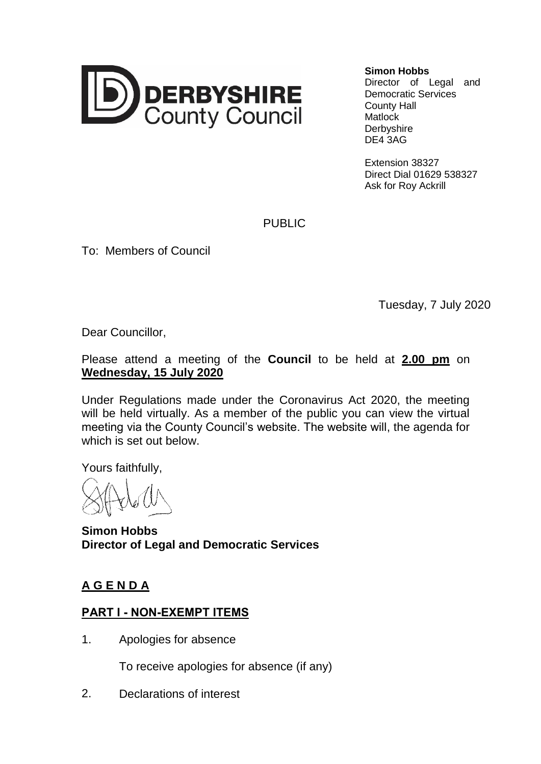**DERBYSHIRE County Council**

**Simon Hobbs**
Director of Legal and Democratic Services
County Hall
Matlock
Derbyshire
DE4 3AG

Extension 38327
Direct Dial 01629 538327
Ask for Roy Ackrill

PUBLIC

To: Members of Council

Tuesday, 7 July 2020

Dear Councillor,

Please attend a meeting of the **Council** to be held at **2.00 pm** on **Wednesday, 15 July 2020**

Under Regulations made under the Coronavirus Act 2020, the meeting will be held virtually. As a member of the public you can view the virtual meeting via the County Council's website. The website will, the agenda for which is set out below.

Yours faithfully,

**Simon Hobbs**
**Director of Legal and Democratic Services**

## A G E N D A

### PART I - NON-EXEMPT ITEMS

1. Apologies for absence

   To receive apologies for absence (if any)

2. Declarations of interest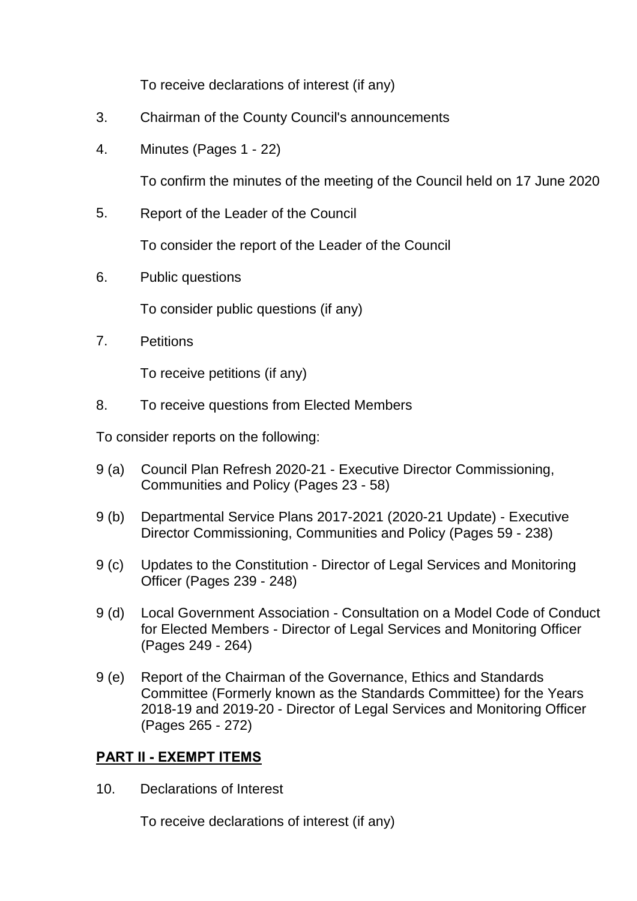To receive declarations of interest (if any)

3. Chairman of the County Council's announcements

4. Minutes (Pages 1 - 22)

   To confirm the minutes of the meeting of the Council held on 17 June 2020

5. Report of the Leader of the Council

   To consider the report of the Leader of the Council

6. Public questions

   To consider public questions (if any)

7. Petitions

   To receive petitions (if any)

8. To receive questions from Elected Members

To consider reports on the following:

9 (a) Council Plan Refresh 2020-21 - Executive Director Commissioning, Communities and Policy (Pages 23 - 58)

9 (b) Departmental Service Plans 2017-2021 (2020-21 Update) - Executive Director Commissioning, Communities and Policy (Pages 59 - 238)

9 (c) Updates to the Constitution - Director of Legal Services and Monitoring Officer (Pages 239 - 248)

9 (d) Local Government Association - Consultation on a Model Code of Conduct for Elected Members - Director of Legal Services and Monitoring Officer (Pages 249 - 264)

9 (e) Report of the Chairman of the Governance, Ethics and Standards Committee (Formerly known as the Standards Committee) for the Years 2018-19 and 2019-20 - Director of Legal Services and Monitoring Officer (Pages 265 - 272)

## PART II - EXEMPT ITEMS

10. Declarations of Interest

    To receive declarations of interest (if any)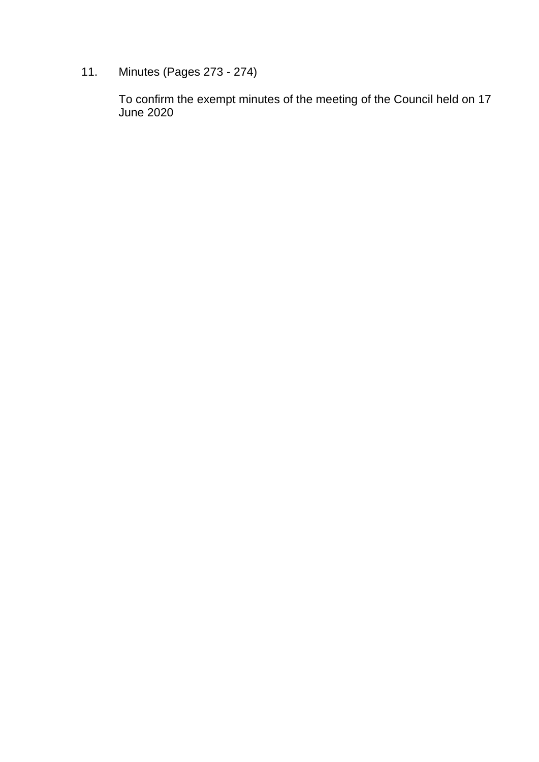11. Minutes (Pages 273 - 274)

    To confirm the exempt minutes of the meeting of the Council held on 17 June 2020